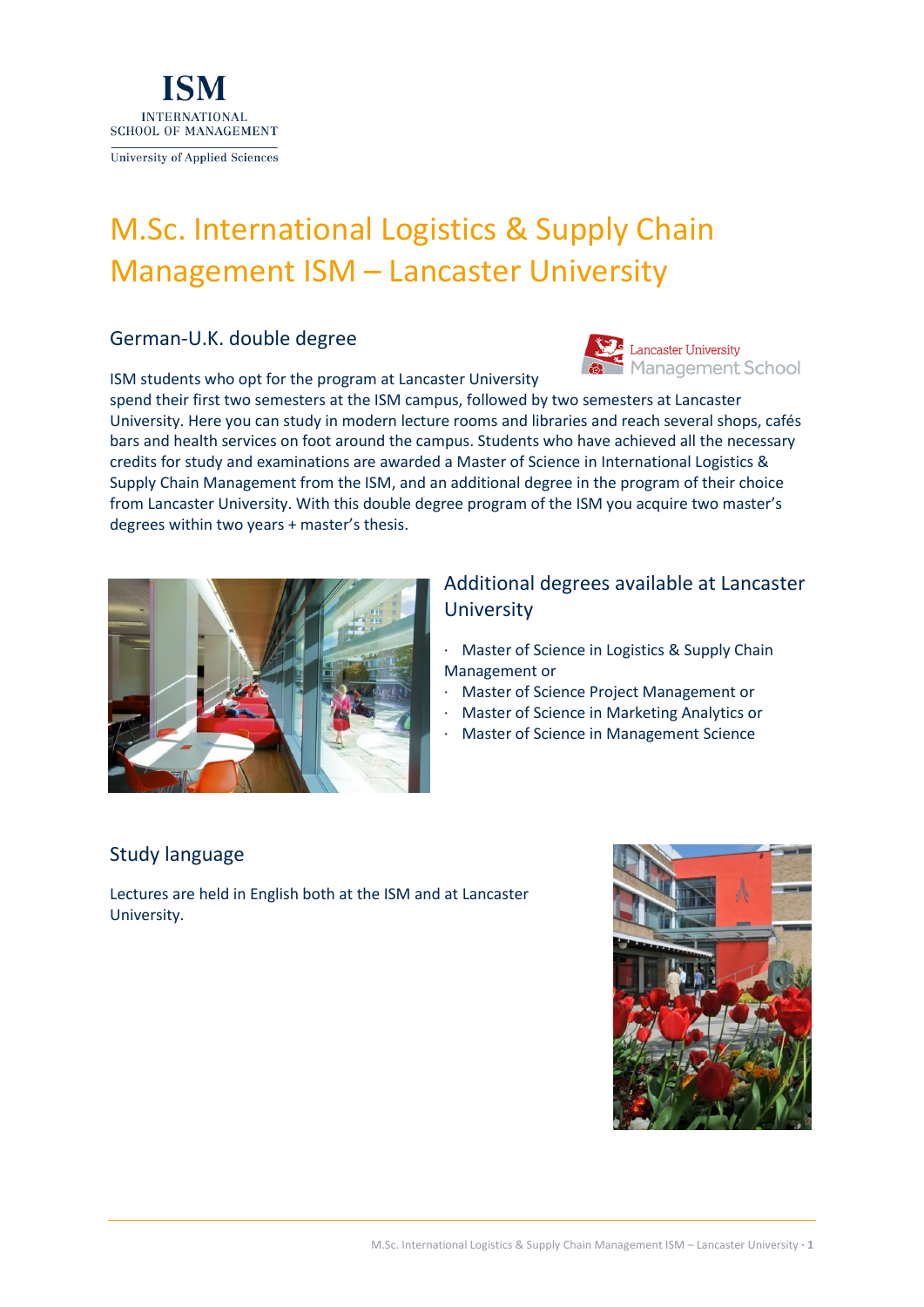ISM
INTERNATIONAL
SCHOOL OF MANAGEMENT
University of Applied Sciences

# M.Sc. International Logistics & Supply Chain Management ISM – Lancaster University

## German-U.K. double degree

Lancaster University Management School

ISM students who opt for the program at Lancaster University spend their first two semesters at the ISM campus, followed by two semesters at Lancaster University. Here you can study in modern lecture rooms and libraries and reach several shops, cafés bars and health services on foot around the campus. Students who have achieved all the necessary credits for study and examinations are awarded a Master of Science in International Logistics & Supply Chain Management from the ISM, and an additional degree in the program of their choice from Lancaster University. With this double degree program of the ISM you acquire two master's degrees within two years + master's thesis.

## Additional degrees available at Lancaster University

- Master of Science in Logistics & Supply Chain Management or
- Master of Science Project Management or
- Master of Science in Marketing Analytics or
- Master of Science in Management Science

## Study language

Lectures are held in English both at the ISM and at Lancaster University.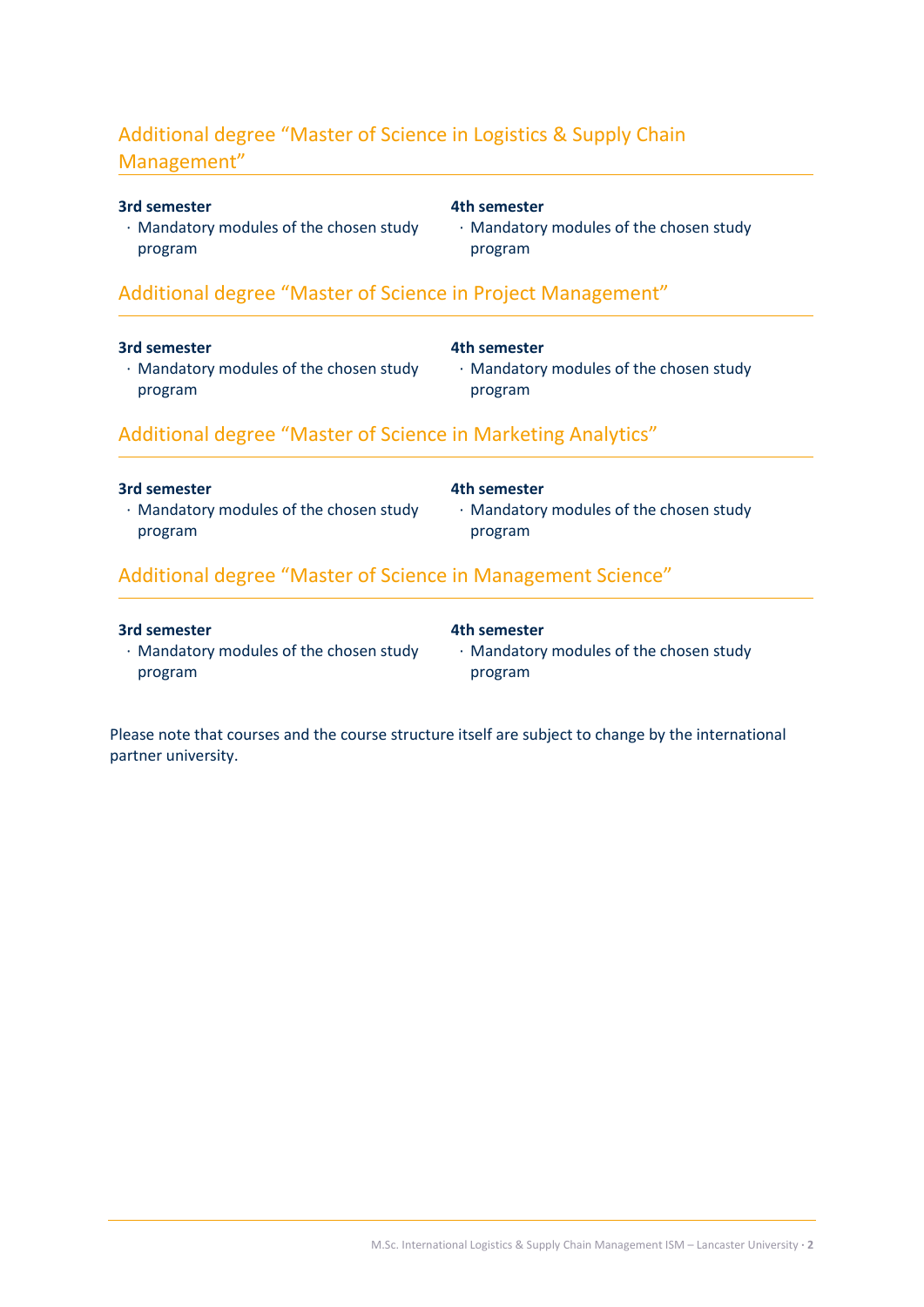## Additional degree “Master of Science in Logistics & Supply Chain Management”

**3rd semester**

- Mandatory modules of the chosen study program

**4th semester**

- Mandatory modules of the chosen study program

## Additional degree “Master of Science in Project Management”

**3rd semester**

- Mandatory modules of the chosen study program

**4th semester**

- Mandatory modules of the chosen study program

## Additional degree “Master of Science in Marketing Analytics”

**3rd semester**

- Mandatory modules of the chosen study program

**4th semester**

- Mandatory modules of the chosen study program

## Additional degree “Master of Science in Management Science”

**3rd semester**

- Mandatory modules of the chosen study program

**4th semester**

- Mandatory modules of the chosen study program

Please note that courses and the course structure itself are subject to change by the international partner university.